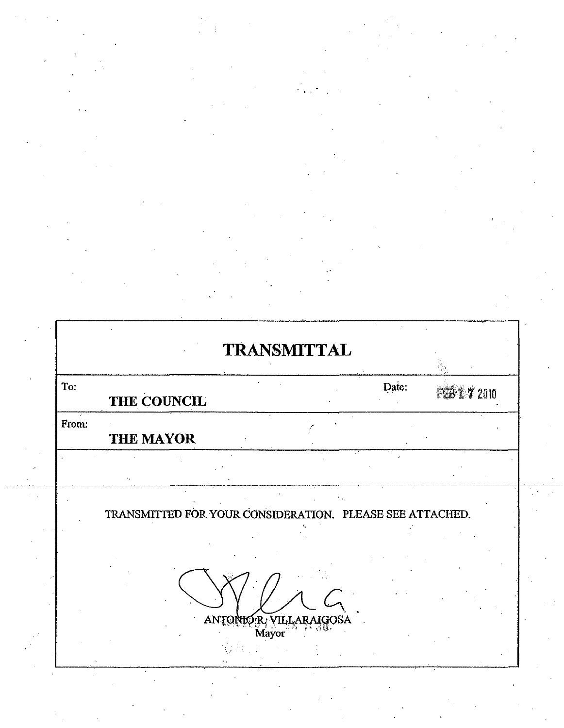# TRANSMITTAL

| To: | Date: |
|---|---|
| **THE COUNCIL** | FEB 17 2010 |
| From: | |
| **THE MAYOR** | |

TRANSMITTED FOR YOUR CONSIDERATION. PLEASE SEE ATTACHED.

ANTONIO R. VILLARAIGOSA
Mayor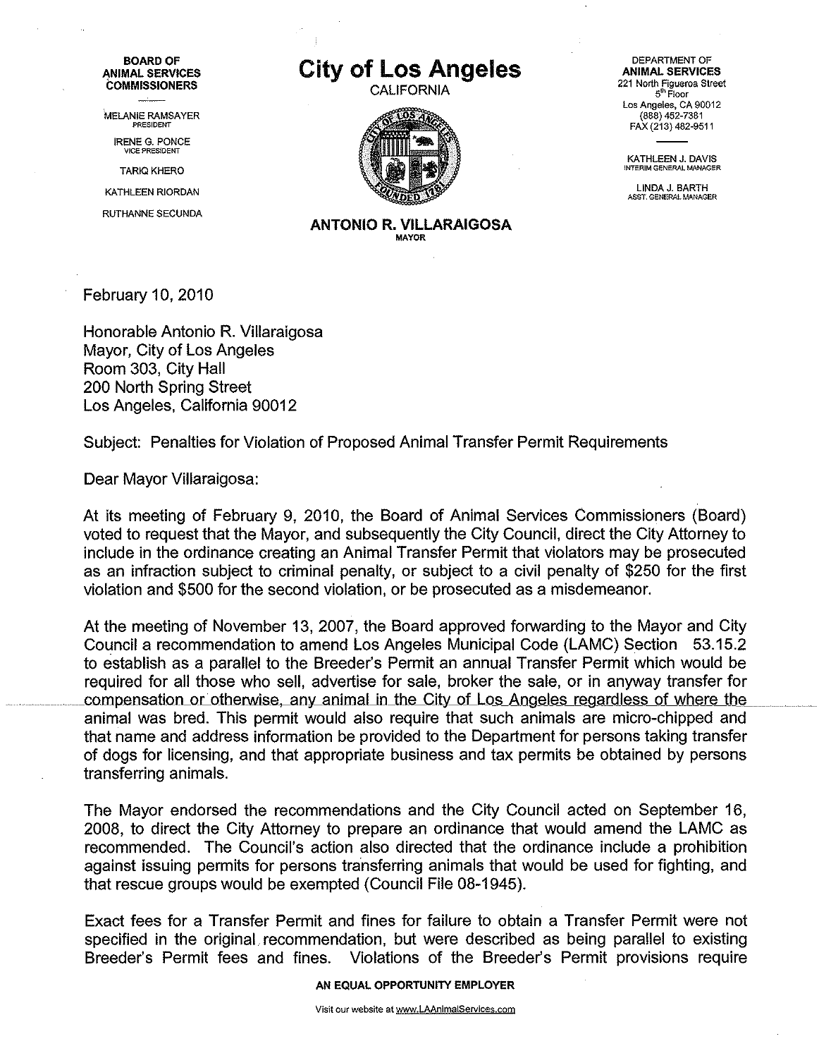**BOARD OF ANIMAL SERVICES COMMISSIONERS**

MELANIE RAMSAYER
PRESIDENT

IRENE G. PONCE
VICE PRESIDENT

TARIQ KHERO

KATHLEEN RIORDAN

RUTHANNE SECUNDA

# City of Los Angeles

CALIFORNIA

**ANTONIO R. VILLARAIGOSA**
MAYOR

DEPARTMENT OF
**ANIMAL SERVICES**
221 North Figueroa Street
5th Floor
Los Angeles, CA 90012
(888) 452-7381
FAX (213) 482-9511

KATHLEEN J. DAVIS
INTERIM GENERAL MANAGER

LINDA J. BARTH
ASST. GENERAL MANAGER

February 10, 2010

Honorable Antonio R. Villaraigosa
Mayor, City of Los Angeles
Room 303, City Hall
200 North Spring Street
Los Angeles, California 90012

Subject: Penalties for Violation of Proposed Animal Transfer Permit Requirements

Dear Mayor Villaraigosa:

At its meeting of February 9, 2010, the Board of Animal Services Commissioners (Board) voted to request that the Mayor, and subsequently the City Council, direct the City Attorney to include in the ordinance creating an Animal Transfer Permit that violators may be prosecuted as an infraction subject to criminal penalty, or subject to a civil penalty of $250 for the first violation and $500 for the second violation, or be prosecuted as a misdemeanor.

At the meeting of November 13, 2007, the Board approved forwarding to the Mayor and City Council a recommendation to amend Los Angeles Municipal Code (LAMC) Section 53.15.2 to establish as a parallel to the Breeder's Permit an annual Transfer Permit which would be required for all those who sell, advertise for sale, broker the sale, or in anyway transfer for compensation or otherwise, any animal in the City of Los Angeles regardless of where the animal was bred. This permit would also require that such animals are micro-chipped and that name and address information be provided to the Department for persons taking transfer of dogs for licensing, and that appropriate business and tax permits be obtained by persons transferring animals.

The Mayor endorsed the recommendations and the City Council acted on September 16, 2008, to direct the City Attorney to prepare an ordinance that would amend the LAMC as recommended. The Council's action also directed that the ordinance include a prohibition against issuing permits for persons transferring animals that would be used for fighting, and that rescue groups would be exempted (Council File 08-1945).

Exact fees for a Transfer Permit and fines for failure to obtain a Transfer Permit were not specified in the original recommendation, but were described as being parallel to existing Breeder's Permit fees and fines. Violations of the Breeder's Permit provisions require

**AN EQUAL OPPORTUNITY EMPLOYER**

Visit our website at www.LAAnimalServices.com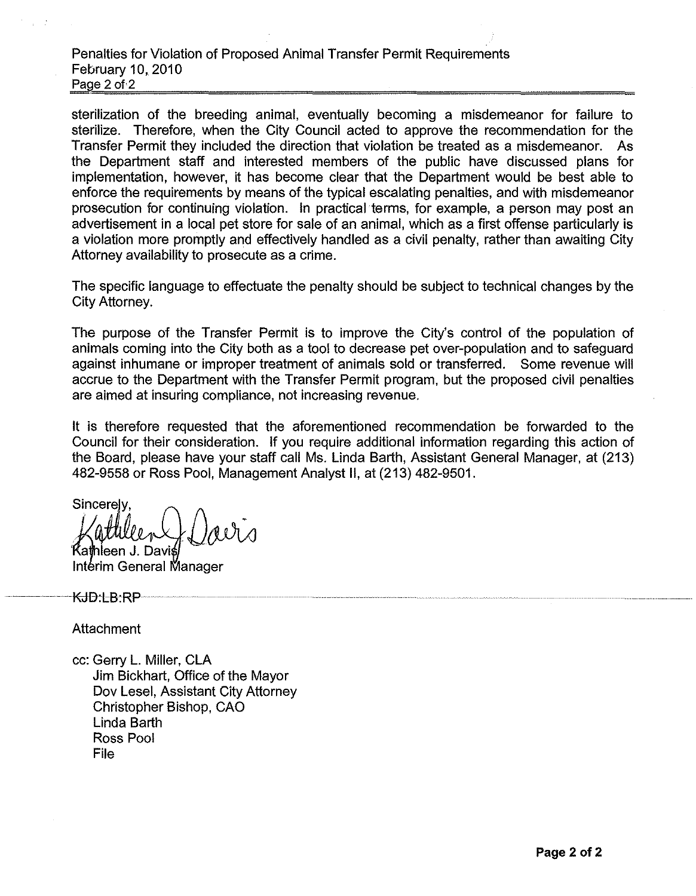sterilization of the breeding animal, eventually becoming a misdemeanor for failure to sterilize. Therefore, when the City Council acted to approve the recommendation for the Transfer Permit they included the direction that violation be treated as a misdemeanor. As the Department staff and interested members of the public have discussed plans for implementation, however, it has become clear that the Department would be best able to enforce the requirements by means of the typical escalating penalties, and with misdemeanor prosecution for continuing violation. In practical terms, for example, a person may post an advertisement in a local pet store for sale of an animal, which as a first offense particularly is a violation more promptly and effectively handled as a civil penalty, rather than awaiting City Attorney availability to prosecute as a crime.

The specific language to effectuate the penalty should be subject to technical changes by the City Attorney.

The purpose of the Transfer Permit is to improve the City's control of the population of animals coming into the City both as a tool to decrease pet over-population and to safeguard against inhumane or improper treatment of animals sold or transferred. Some revenue will accrue to the Department with the Transfer Permit program, but the proposed civil penalties are aimed at insuring compliance, not increasing revenue.

It is therefore requested that the aforementioned recommendation be forwarded to the Council for their consideration. If you require additional information regarding this action of the Board, please have your staff call Ms. Linda Barth, Assistant General Manager, at (213) 482-9558 or Ross Pool, Management Analyst II, at (213) 482-9501.

Sincerely,

Kathleen J. Davis
Interim General Manager

KJD:LB:RP

Attachment

cc: Gerry L. Miller, CLA
Jim Bickhart, Office of the Mayor
Dov Lesel, Assistant City Attorney
Christopher Bishop, CAO
Linda Barth
Ross Pool
File